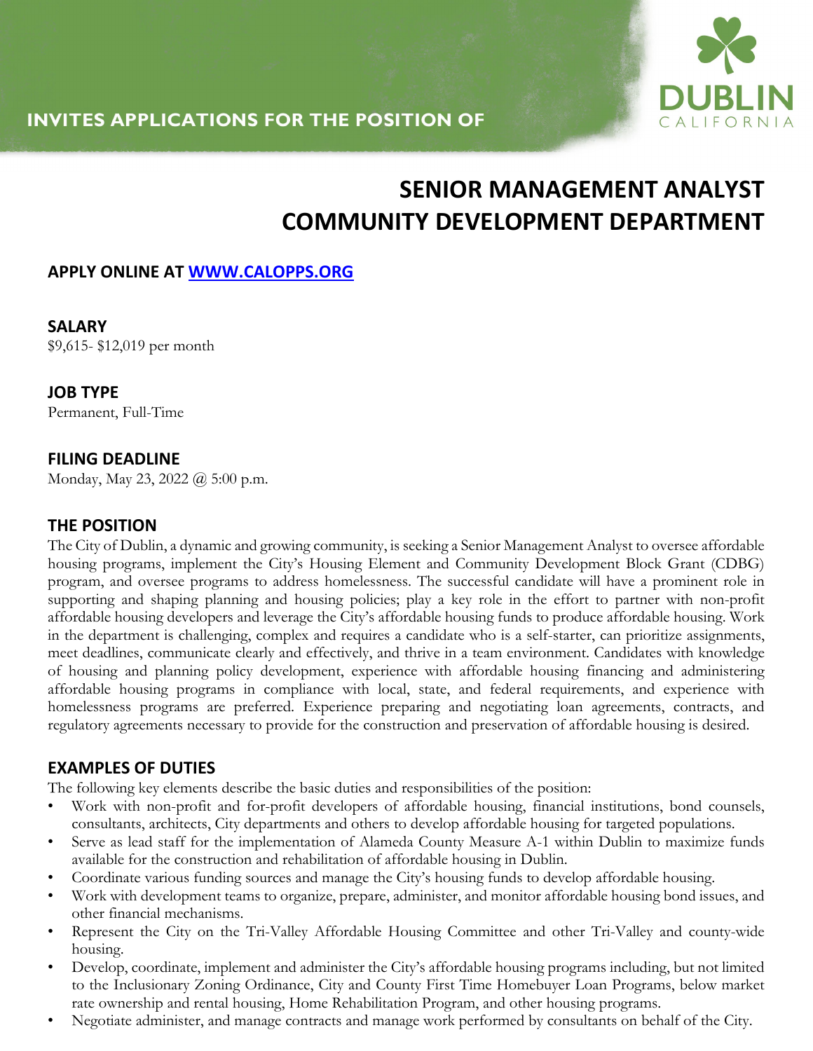INVITES APPLICATIONS FOR THE POSITION OF

DUBLIN CALIFORNIA

# SENIOR MANAGEMENT ANALYST COMMUNITY DEVELOPMENT DEPARTMENT

## APPLY ONLINE AT [WWW.CALOPPS.ORG](http://www.calopps.org)

## SALARY

$9,615- $12,019 per month

## JOB TYPE

Permanent, Full-Time

## FILING DEADLINE

Monday, May 23, 2022 @ 5:00 p.m.

## THE POSITION

The City of Dublin, a dynamic and growing community, is seeking a Senior Management Analyst to oversee affordable housing programs, implement the City's Housing Element and Community Development Block Grant (CDBG) program, and oversee programs to address homelessness. The successful candidate will have a prominent role in supporting and shaping planning and housing policies; play a key role in the effort to partner with non-profit affordable housing developers and leverage the City's affordable housing funds to produce affordable housing. Work in the department is challenging, complex and requires a candidate who is a self-starter, can prioritize assignments, meet deadlines, communicate clearly and effectively, and thrive in a team environment. Candidates with knowledge of housing and planning policy development, experience with affordable housing financing and administering affordable housing programs in compliance with local, state, and federal requirements, and experience with homelessness programs are preferred. Experience preparing and negotiating loan agreements, contracts, and regulatory agreements necessary to provide for the construction and preservation of affordable housing is desired.

## EXAMPLES OF DUTIES

The following key elements describe the basic duties and responsibilities of the position:

- Work with non-profit and for-profit developers of affordable housing, financial institutions, bond counsels, consultants, architects, City departments and others to develop affordable housing for targeted populations.
- Serve as lead staff for the implementation of Alameda County Measure A-1 within Dublin to maximize funds available for the construction and rehabilitation of affordable housing in Dublin.
- Coordinate various funding sources and manage the City's housing funds to develop affordable housing.
- Work with development teams to organize, prepare, administer, and monitor affordable housing bond issues, and other financial mechanisms.
- Represent the City on the Tri-Valley Affordable Housing Committee and other Tri-Valley and county-wide housing.
- Develop, coordinate, implement and administer the City's affordable housing programs including, but not limited to the Inclusionary Zoning Ordinance, City and County First Time Homebuyer Loan Programs, below market rate ownership and rental housing, Home Rehabilitation Program, and other housing programs.
- Negotiate administer, and manage contracts and manage work performed by consultants on behalf of the City.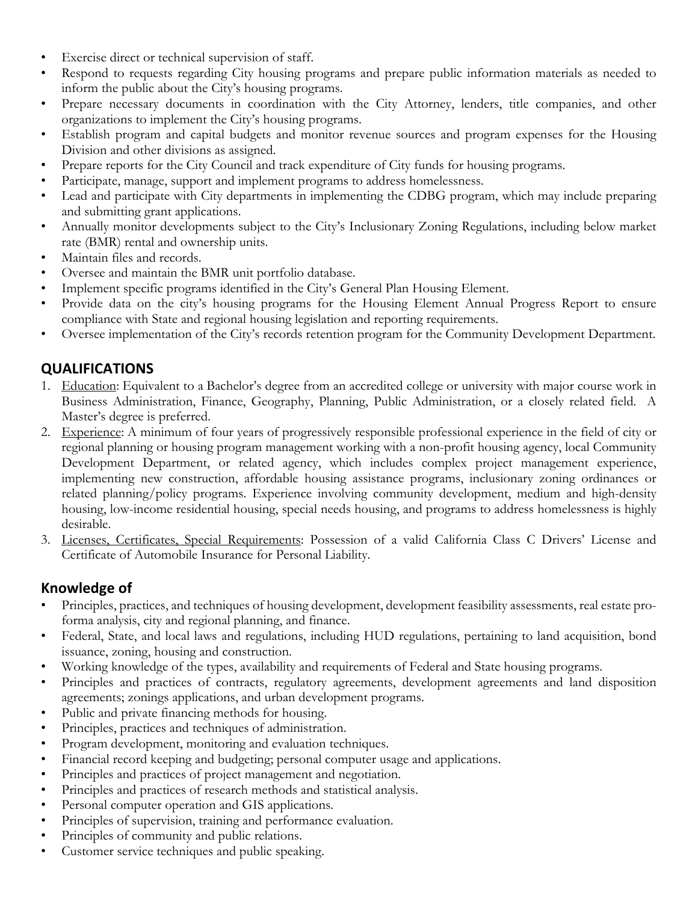- Exercise direct or technical supervision of staff.
- Respond to requests regarding City housing programs and prepare public information materials as needed to inform the public about the City's housing programs.
- Prepare necessary documents in coordination with the City Attorney, lenders, title companies, and other organizations to implement the City's housing programs.
- Establish program and capital budgets and monitor revenue sources and program expenses for the Housing Division and other divisions as assigned.
- Prepare reports for the City Council and track expenditure of City funds for housing programs.
- Participate, manage, support and implement programs to address homelessness.
- Lead and participate with City departments in implementing the CDBG program, which may include preparing and submitting grant applications.
- Annually monitor developments subject to the City's Inclusionary Zoning Regulations, including below market rate (BMR) rental and ownership units.
- Maintain files and records.
- Oversee and maintain the BMR unit portfolio database.
- Implement specific programs identified in the City's General Plan Housing Element.
- Provide data on the city's housing programs for the Housing Element Annual Progress Report to ensure compliance with State and regional housing legislation and reporting requirements.
- Oversee implementation of the City's records retention program for the Community Development Department.

## QUALIFICATIONS

1. Education: Equivalent to a Bachelor's degree from an accredited college or university with major course work in Business Administration, Finance, Geography, Planning, Public Administration, or a closely related field. A Master's degree is preferred.
2. Experience: A minimum of four years of progressively responsible professional experience in the field of city or regional planning or housing program management working with a non-profit housing agency, local Community Development Department, or related agency, which includes complex project management experience, implementing new construction, affordable housing assistance programs, inclusionary zoning ordinances or related planning/policy programs. Experience involving community development, medium and high-density housing, low-income residential housing, special needs housing, and programs to address homelessness is highly desirable.
3. Licenses, Certificates, Special Requirements: Possession of a valid California Class C Drivers' License and Certificate of Automobile Insurance for Personal Liability.

## Knowledge of

- Principles, practices, and techniques of housing development, development feasibility assessments, real estate pro-forma analysis, city and regional planning, and finance.
- Federal, State, and local laws and regulations, including HUD regulations, pertaining to land acquisition, bond issuance, zoning, housing and construction.
- Working knowledge of the types, availability and requirements of Federal and State housing programs.
- Principles and practices of contracts, regulatory agreements, development agreements and land disposition agreements; zonings applications, and urban development programs.
- Public and private financing methods for housing.
- Principles, practices and techniques of administration.
- Program development, monitoring and evaluation techniques.
- Financial record keeping and budgeting; personal computer usage and applications.
- Principles and practices of project management and negotiation.
- Principles and practices of research methods and statistical analysis.
- Personal computer operation and GIS applications.
- Principles of supervision, training and performance evaluation.
- Principles of community and public relations.
- Customer service techniques and public speaking.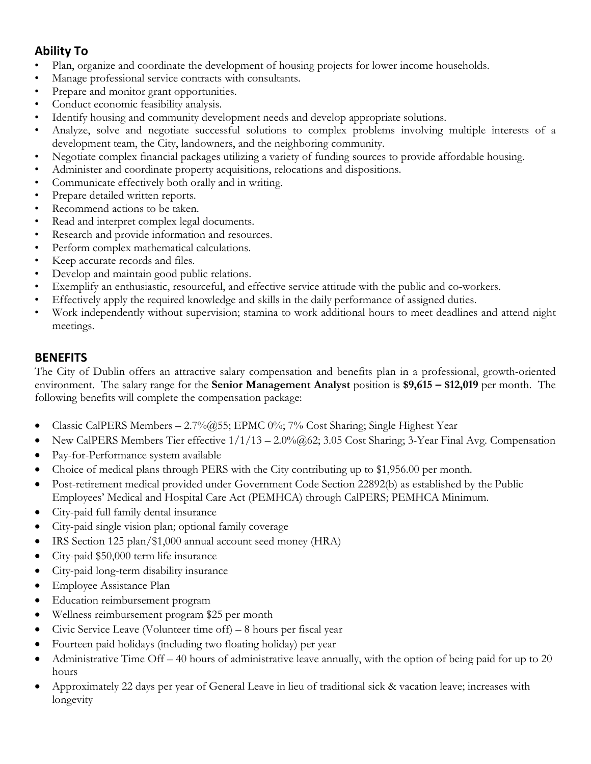## Ability To

- Plan, organize and coordinate the development of housing projects for lower income households.
- Manage professional service contracts with consultants.
- Prepare and monitor grant opportunities.
- Conduct economic feasibility analysis.
- Identify housing and community development needs and develop appropriate solutions.
- Analyze, solve and negotiate successful solutions to complex problems involving multiple interests of a development team, the City, landowners, and the neighboring community.
- Negotiate complex financial packages utilizing a variety of funding sources to provide affordable housing.
- Administer and coordinate property acquisitions, relocations and dispositions.
- Communicate effectively both orally and in writing.
- Prepare detailed written reports.
- Recommend actions to be taken.
- Read and interpret complex legal documents.
- Research and provide information and resources.
- Perform complex mathematical calculations.
- Keep accurate records and files.
- Develop and maintain good public relations.
- Exemplify an enthusiastic, resourceful, and effective service attitude with the public and co-workers.
- Effectively apply the required knowledge and skills in the daily performance of assigned duties.
- Work independently without supervision; stamina to work additional hours to meet deadlines and attend night meetings.

## BENEFITS

The City of Dublin offers an attractive salary compensation and benefits plan in a professional, growth-oriented environment. The salary range for the **Senior Management Analyst** position is **$9,615 – $12,019** per month. The following benefits will complete the compensation package:

- Classic CalPERS Members – 2.7%@55; EPMC 0%; 7% Cost Sharing; Single Highest Year
- New CalPERS Members Tier effective 1/1/13 – 2.0%@62; 3.05 Cost Sharing; 3-Year Final Avg. Compensation
- Pay-for-Performance system available
- Choice of medical plans through PERS with the City contributing up to $1,956.00 per month.
- Post-retirement medical provided under Government Code Section 22892(b) as established by the Public Employees' Medical and Hospital Care Act (PEMHCA) through CalPERS; PEMHCA Minimum.
- City-paid full family dental insurance
- City-paid single vision plan; optional family coverage
- IRS Section 125 plan/$1,000 annual account seed money (HRA)
- City-paid $50,000 term life insurance
- City-paid long-term disability insurance
- Employee Assistance Plan
- Education reimbursement program
- Wellness reimbursement program $25 per month
- Civic Service Leave (Volunteer time off) – 8 hours per fiscal year
- Fourteen paid holidays (including two floating holiday) per year
- Administrative Time Off – 40 hours of administrative leave annually, with the option of being paid for up to 20 hours
- Approximately 22 days per year of General Leave in lieu of traditional sick & vacation leave; increases with longevity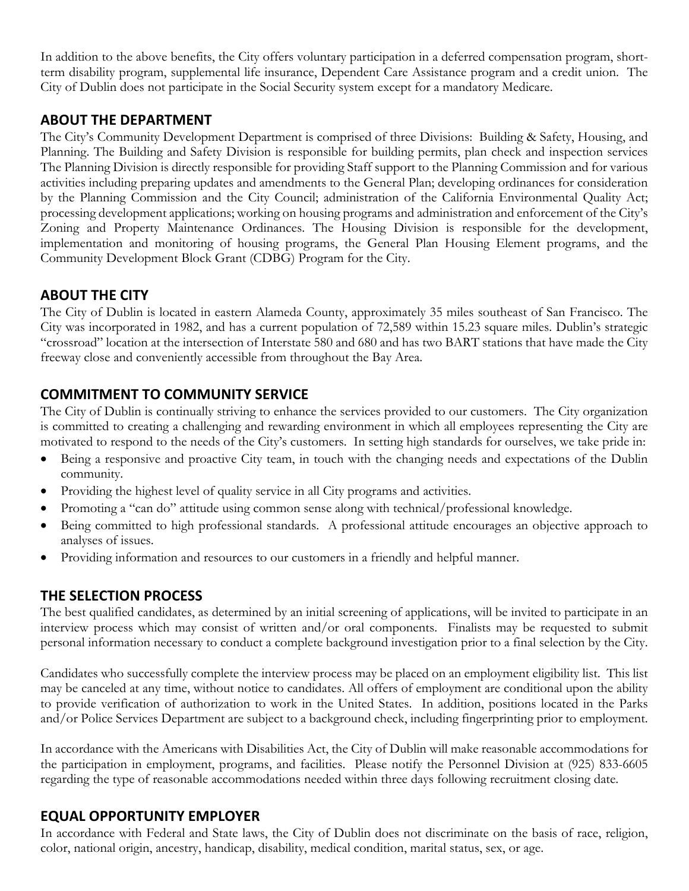In addition to the above benefits, the City offers voluntary participation in a deferred compensation program, short-term disability program, supplemental life insurance, Dependent Care Assistance program and a credit union. The City of Dublin does not participate in the Social Security system except for a mandatory Medicare.

## ABOUT THE DEPARTMENT

The City's Community Development Department is comprised of three Divisions: Building & Safety, Housing, and Planning. The Building and Safety Division is responsible for building permits, plan check and inspection services The Planning Division is directly responsible for providing Staff support to the Planning Commission and for various activities including preparing updates and amendments to the General Plan; developing ordinances for consideration by the Planning Commission and the City Council; administration of the California Environmental Quality Act; processing development applications; working on housing programs and administration and enforcement of the City's Zoning and Property Maintenance Ordinances. The Housing Division is responsible for the development, implementation and monitoring of housing programs, the General Plan Housing Element programs, and the Community Development Block Grant (CDBG) Program for the City.

## ABOUT THE CITY

The City of Dublin is located in eastern Alameda County, approximately 35 miles southeast of San Francisco. The City was incorporated in 1982, and has a current population of 72,589 within 15.23 square miles. Dublin's strategic "crossroad" location at the intersection of Interstate 580 and 680 and has two BART stations that have made the City freeway close and conveniently accessible from throughout the Bay Area.

## COMMITMENT TO COMMUNITY SERVICE

The City of Dublin is continually striving to enhance the services provided to our customers. The City organization is committed to creating a challenging and rewarding environment in which all employees representing the City are motivated to respond to the needs of the City's customers. In setting high standards for ourselves, we take pride in:

- Being a responsive and proactive City team, in touch with the changing needs and expectations of the Dublin community.
- Providing the highest level of quality service in all City programs and activities.
- Promoting a "can do" attitude using common sense along with technical/professional knowledge.
- Being committed to high professional standards. A professional attitude encourages an objective approach to analyses of issues.
- Providing information and resources to our customers in a friendly and helpful manner.

## THE SELECTION PROCESS

The best qualified candidates, as determined by an initial screening of applications, will be invited to participate in an interview process which may consist of written and/or oral components. Finalists may be requested to submit personal information necessary to conduct a complete background investigation prior to a final selection by the City.

Candidates who successfully complete the interview process may be placed on an employment eligibility list. This list may be canceled at any time, without notice to candidates. All offers of employment are conditional upon the ability to provide verification of authorization to work in the United States. In addition, positions located in the Parks and/or Police Services Department are subject to a background check, including fingerprinting prior to employment.

In accordance with the Americans with Disabilities Act, the City of Dublin will make reasonable accommodations for the participation in employment, programs, and facilities. Please notify the Personnel Division at (925) 833-6605 regarding the type of reasonable accommodations needed within three days following recruitment closing date.

## EQUAL OPPORTUNITY EMPLOYER

In accordance with Federal and State laws, the City of Dublin does not discriminate on the basis of race, religion, color, national origin, ancestry, handicap, disability, medical condition, marital status, sex, or age.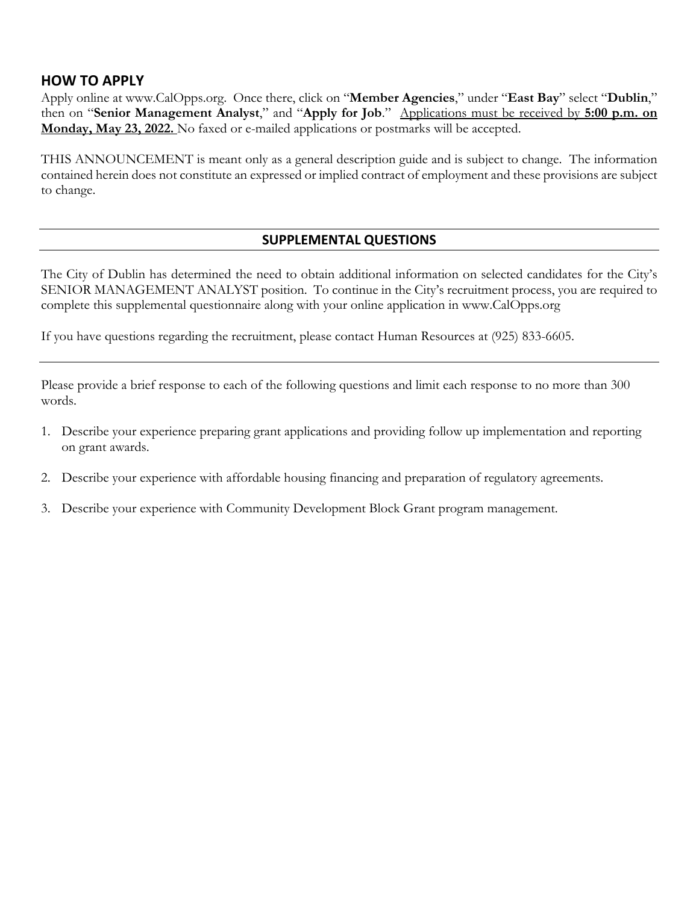## HOW TO APPLY

Apply online at www.CalOpps.org. Once there, click on "**Member Agencies**," under "**East Bay**" select "**Dublin**," then on "**Senior Management Analyst**," and "**Apply for Job**." Applications must be received by **5:00 p.m. on Monday, May 23, 2022.** No faxed or e-mailed applications or postmarks will be accepted.

THIS ANNOUNCEMENT is meant only as a general description guide and is subject to change. The information contained herein does not constitute an expressed or implied contract of employment and these provisions are subject to change.

---

## SUPPLEMENTAL QUESTIONS

---

The City of Dublin has determined the need to obtain additional information on selected candidates for the City's SENIOR MANAGEMENT ANALYST position. To continue in the City's recruitment process, you are required to complete this supplemental questionnaire along with your online application in www.CalOpps.org

If you have questions regarding the recruitment, please contact Human Resources at (925) 833-6605.

---

Please provide a brief response to each of the following questions and limit each response to no more than 300 words.

1. Describe your experience preparing grant applications and providing follow up implementation and reporting on grant awards.
2. Describe your experience with affordable housing financing and preparation of regulatory agreements.
3. Describe your experience with Community Development Block Grant program management.